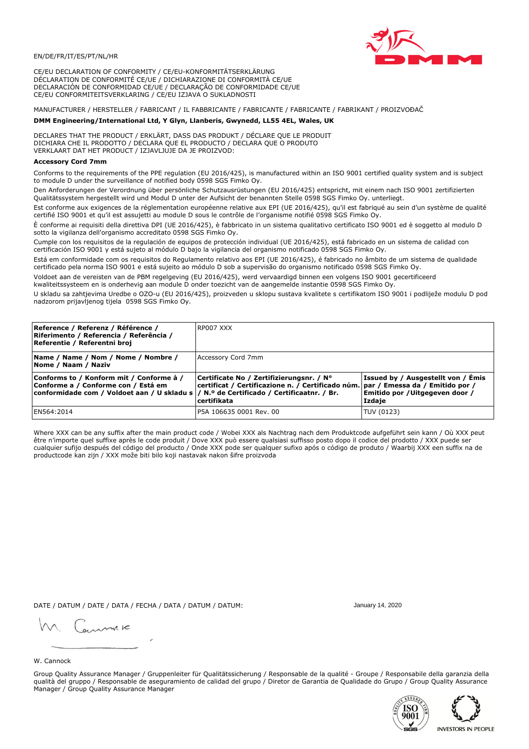EN/DE/FR/IT/ES/PT/NL/HR

CE/EU DECLARATION OF CONFORMITY / CE/EU-KONFORMITÄTSERKLÄRUNG
DÉCLARATION DE CONFORMITÉ CE/UE / DICHIARAZIONE DI CONFORMITÀ CE/UE
DECLARACIÓN DE CONFORMIDAD CE/UE / DECLARAÇÃO DE CONFORMIDADE CE/UE
CE/EU CONFORMITEITSVERKLARING / CE/EU IZJAVA O SUKLADNOSTI

MANUFACTURER / HERSTELLER / FABRICANT / IL FABBRICANTE / FABRICANTE / FABRICANTE / FABRIKANT / PROIZVOĐAČ

**DMM Engineering/International Ltd, Y Glyn, Llanberis, Gwynedd, LL55 4EL, Wales, UK**

DECLARES THAT THE PRODUCT / ERKLÄRT, DASS DAS PRODUKT / DÉCLARE QUE LE PRODUIT
DICHIARA CHE IL PRODOTTO / DECLARA QUE EL PRODUCTO / DECLARA QUE O PRODUTO
VERKLAART DAT HET PRODUCT / IZJAVLJUJE DA JE PROIZVOD:

**Accessory Cord 7mm**

Conforms to the requirements of the PPE regulation (EU 2016/425), is manufactured within an ISO 9001 certified quality system and is subject to module D under the surveillance of notified body 0598 SGS Fimko Oy.

Den Anforderungen der Verordnung über persönliche Schutzausrüstungen (EU 2016/425) entspricht, mit einem nach ISO 9001 zertifizierten Qualitätssystem hergestellt wird und Modul D unter der Aufsicht der benannten Stelle 0598 SGS Fimko Oy. unterliegt.

Est conforme aux exigences de la réglementation européenne relative aux EPI (UE 2016/425), qu'il est fabriqué au sein d'un système de qualité certifié ISO 9001 et qu'il est assujetti au module D sous le contrôle de l'organisme notifié 0598 SGS Fimko Oy.

È conforme ai requisiti della direttiva DPI (UE 2016/425), è fabbricato in un sistema qualitativo certificato ISO 9001 ed è soggetto al modulo D sotto la vigilanza dell'organismo accreditato 0598 SGS Fimko Oy.

Cumple con los requisitos de la regulación de equipos de protección individual (UE 2016/425), está fabricado en un sistema de calidad con certificación ISO 9001 y está sujeto al módulo D bajo la vigilancia del organismo notificado 0598 SGS Fimko Oy.

Está em conformidade com os requisitos do Regulamento relativo aos EPI (UE 2016/425), é fabricado no âmbito de um sistema de qualidade certificado pela norma ISO 9001 e está sujeito ao módulo D sob a supervisão do organismo notificado 0598 SGS Fimko Oy.

Voldoet aan de vereisten van de PBM regelgeving (EU 2016/425), werd vervaardigd binnen een volgens ISO 9001 gecertificeerd kwaliteitssysteem en is onderhevig aan module D onder toezicht van de aangemelde instantie 0598 SGS Fimko Oy.

U skladu sa zahtjevima Uredbe o OZO-u (EU 2016/425), proizveden u sklopu sustava kvalitete s certifikatom ISO 9001 i podliježe modulu D pod nadzorom prijavljenog tijela 0598 SGS Fimko Oy.

| | | |
|---|---|---|
| **Reference / Referenz / Référence / Riferimento / Referencia / Referência / Referentie / Referentni broj** | RP007 XXX | |
| **Name / Name / Nom / Nome / Nombre / Nome / Naam / Naziv** | Accessory Cord 7mm | |
| **Conforms to / Konform mit / Conforme à / Conforme a / Conforme con / Está em conformidade com / Voldoet aan / U skladu s** | **Certificate No / Zertifizierungsnr. / N° certificat / Certificazione n. / Certificado núm. / N.º de Certificado / Certificaatnr. / Br. certifikata** | **Issued by / Ausgestellt von / Émis par / Emessa da / Emitido por / Emitido por / Uitgegeven door / Izdaje** |
| EN564:2014 | P5A 106635 0001 Rev. 00 | TUV (0123) |

Where XXX can be any suffix after the main product code / Wobei XXX als Nachtrag nach dem Produktcode aufgeführt sein kann / Où XXX peut être n'importe quel suffixe après le code produit / Dove XXX può essere qualsiasi suffisso posto dopo il codice del prodotto / XXX puede ser cualquier sufijo después del código del producto / Onde XXX pode ser qualquer sufixo após o código de produto / Waarbij XXX een suffix na de productcode kan zijn / XXX može biti bilo koji nastavak nakon šifre proizvoda

DATE / DATUM / DATE / DATA / FECHA / DATA / DATUM / DATUM: January 14, 2020

W. Cannock

Group Quality Assurance Manager / Gruppenleiter für Qualitätssicherung / Responsable de la qualité - Groupe / Responsabile della garanzia della qualità del gruppo / Responsable de aseguramiento de calidad del grupo / Diretor de Garantia de Qualidade do Grupo / Group Quality Assurance Manager / Group Quality Assurance Manager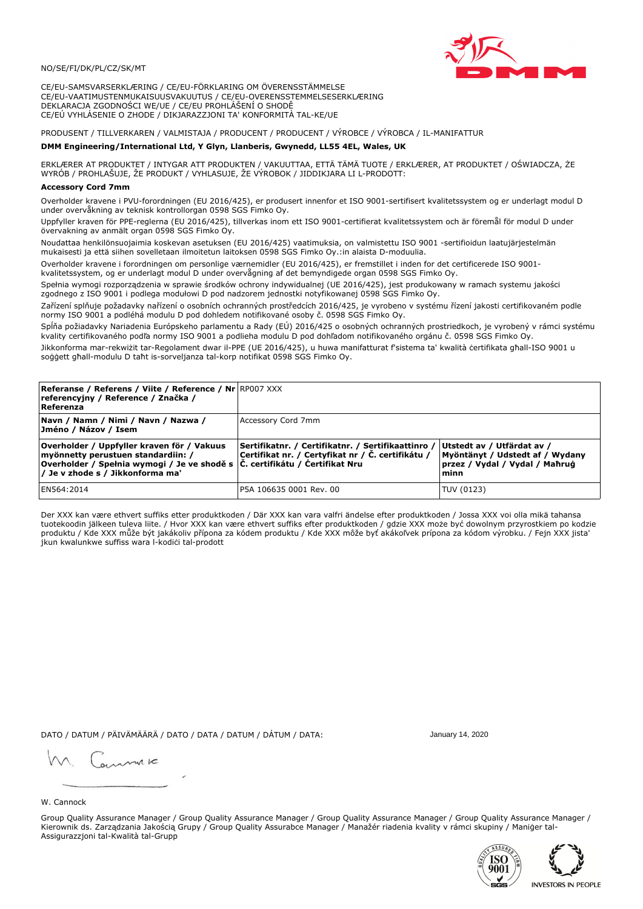NO/SE/FI/DK/PL/CZ/SK/MT

CE/EU-SAMSVARSERKLÆRING / CE/EU-FÖRKLARING OM ÖVERENSSTÄMMELSE
CE/EU-VAATIMUSTENMUKAISUUSVAKUUTUS / CE/EU-OVERENSSTEMMELSESERKLÆRING
DEKLARACJA ZGODNOŚCI WE/UE / CE/EU PROHLÁŠENÍ O SHODĚ
CE/EÚ VYHLÁSENIE O ZHODE / DIKJARAZZJONI TA' KONFORMITÀ TAL-KE/UE

PRODUSENT / TILLVERKAREN / VALMISTAJA / PRODUCENT / PRODUCENT / VÝROBCE / VÝROBCA / IL-MANIFATTUR

**DMM Engineering/International Ltd, Y Glyn, Llanberis, Gwynedd, LL55 4EL, Wales, UK**

ERKLÆRER AT PRODUKTET / INTYGAR ATT PRODUKTEN / VAKUUTTAA, ETTÄ TÄMÄ TUOTE / ERKLÆRER, AT PRODUKTET / OŚWIADCZA, ŻE WYRÓB / PROHLAŠUJE, ŽE PRODUKT / VYHLASUJE, ŽE VÝROBOK / JIDDIKJARA LI L-PRODOTT:

**Accessory Cord 7mm**

Overholder kravene i PVU-forordningen (EU 2016/425), er produsert innenfor et ISO 9001-sertifisert kvalitetssystem og er underlagt modul D under overvåkning av teknisk kontrollorgan 0598 SGS Fimko Oy.

Uppfyller kraven för PPE-reglerna (EU 2016/425), tillverkas inom ett ISO 9001-certifierat kvalitetssystem och är föremål för modul D under övervakning av anmält organ 0598 SGS Fimko Oy.

Noudattaa henkilönsuojaimia koskevan asetuksen (EU 2016/425) vaatimuksia, on valmistettu ISO 9001 -sertifioidun laatujärjestelmän mukaisesti ja että siihen sovelletaan ilmoitetun laitoksen 0598 SGS Fimko Oy.:in alaista D-moduulia.

Overholder kravene i forordningen om personlige værnemidler (EU 2016/425), er fremstillet i inden for det certificerede ISO 9001-kvalitetssystem, og er underlagt modul D under overvågning af det bemyndigede organ 0598 SGS Fimko Oy.

Spełnia wymogi rozporządzenia w sprawie środków ochrony indywidualnej (UE 2016/425), jest produkowany w ramach systemu jakości zgodnego z ISO 9001 i podlega modułowi D pod nadzorem jednostki notyfikowanej 0598 SGS Fimko Oy.

Zařízení splňuje požadavky nařízení o osobních ochranných prostředcích 2016/425, je vyrobeno v systému řízení jakosti certifikovaném podle normy ISO 9001 a podléhá modulu D pod dohledem notifikované osoby č. 0598 SGS Fimko Oy.

Spĺňa požiadavky Nariadenia Európskeho parlamentu a Rady (EÚ) 2016/425 o osobných ochranných prostriedkoch, je vyrobený v rámci systému kvality certifikovaného podľa normy ISO 9001 a podlieha modulu D pod dohľadom notifikovaného orgánu č. 0598 SGS Fimko Oy.

Jikkonforma mar-rekwiżit tar-Regolament dwar il-PPE (UE 2016/425), u huwa manifatturat f'sistema ta' kwalità ċertifikata għall-ISO 9001 u soġġett għall-modulu D taħt is-sorveljanza tal-korp notifikat 0598 SGS Fimko Oy.

| | | |
|---|---|---|
| **Referanse / Referens / Viite / Reference / Nr referencyjny / Reference / Značka / Referenza** | RP007 XXX | |
| **Navn / Namn / Nimi / Navn / Nazwa / Jméno / Názov / Isem** | Accessory Cord 7mm | |
| **Overholder / Uppfyller kraven för / Vakuus myönnetty perustuen standardiin: / Overholder / Spełnia wymogi / Je ve shodě s / Je v zhode s / Jikkonforma ma'** | **Sertifikatnr. / Certifikatnr. / Sertifikaattinro / Certifikat nr. / Certyfikat nr / Č. certifikátu / Č. certifikátu / Ċertifikat Nru** | **Utstedt av / Utfärdat av / Myöntänyt / Udstedt af / Wydany przez / Vydal / Vydal / Maħruġ minn** |
| EN564:2014 | P5A 106635 0001 Rev. 00 | TUV (0123) |

Der XXX kan være ethvert suffiks etter produktkoden / Där XXX kan vara valfri ändelse efter produktkoden / Jossa XXX voi olla mikä tahansa tuotekoodin jälkeen tuleva liite. / Hvor XXX kan være ethvert suffiks efter produktkoden / gdzie XXX może być dowolnym przyrostkiem po kodzie produktu / Kde XXX může být jakákoliv přípona za kódem produktu / Kde XXX môže byť akákoľvek prípona za kódom výrobku. / Fejn XXX jista' jkun kwalunkwe suffiss wara l-kodiċi tal-prodott

DATO / DATUM / PÄIVÄMÄÄRÄ / DATO / DATA / DATUM / DÁTUM / DATA: January 14, 2020

W. Cannock

Group Quality Assurance Manager / Group Quality Assurance Manager / Group Quality Assurance Manager / Group Quality Assurance Manager / Kierownik ds. Zarządzania Jakością Grupy / Group Quality Assurabce Manager / Manažér riadenia kvality v rámci skupiny / Maniġer tal-Assigurazzjoni tal-Kwalità tal-Grupp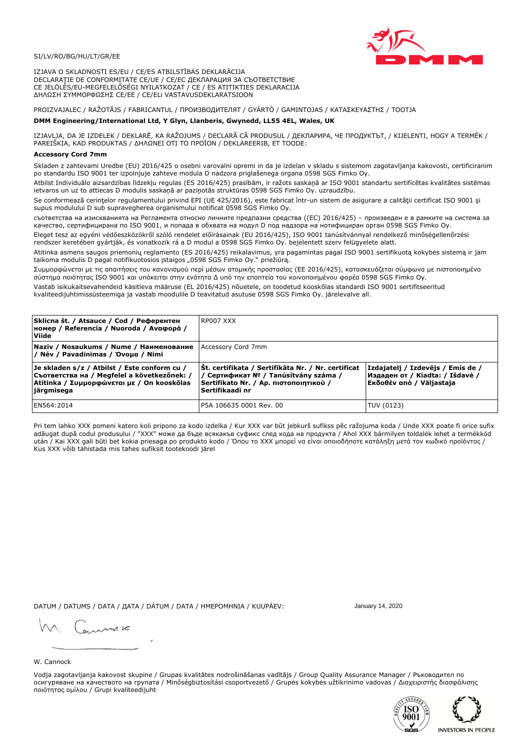SI/LV/RO/BG/HU/LT/GR/EE

IZJAVA O SKLADNOSTI ES/EU / CE/ES ATBILSTĪBAS DEKLARĀCIJA
DECLARAŢIE DE CONFORMITATE CE/UE / CE/EC ДЕКЛАРАЦИЯ ЗА СЪОТВЕТСТВИЕ
CE JELÖLÉS/EU-MEGFELELŐSÉGI NYILATKOZAT / CE / ES ATITIKTIES DEKLARACIJA
ΔΗΛΩΣΗ ΣΥΜΜΟΡΦΩΣΗΣ CE/EE / CE/ELi VASTAVUSDEKLARATSIOON

PROIZVAJALEC / RAŽOTĀJS / FABRICANTUL / ПРОИЗВОДИТЕЛЯТ / GYÁRTÓ / GAMINTOJAS / ΚΑΤΑΣΚΕΥΑΣΤΗΣ / TOOTJA

**DMM Engineering/International Ltd, Y Glyn, Llanberis, Gwynedd, LL55 4EL, Wales, UK**

IZJAVLJA, DA JE IZDELEK / DEKLARĒ, KA RAŽOJUMS / DECLARĂ CĂ PRODUSUL / ДЕКЛАРИРА, ЧЕ ПРОДУКТЪТ, / KIJELENTI, HOGY A TERMÉK / PAREIŠKIA, KAD PRODUKTAS / ΔΗΛΩΝΕΙ ΟΤΙ ΤΟ ΠΡΟΪΟΝ / DEKLAREERIB, ET TOODE:

**Accessory Cord 7mm**

Skladen z zahtevami Uredbe (EU) 2016/425 o osebni varovalni opremi in da je izdelan v skladu s sistemom zagotavljanja kakovosti, certificiranim po standardu ISO 9001 ter izpolnjuje zahteve modula D nadzora priglašenega organa 0598 SGS Fimko Oy.

Atbilst Individuālo aizsardzības līdzekļu regulas (ES 2016/425) prasībām, ir ražots saskaņā ar ISO 9001 standartu sertificētas kvalitātes sistēmas ietvaros un uz to attiecas D modulis saskaņā ar paziņotās struktūras 0598 SGS Fimko Oy. uzraudzību.

Se conformează cerinţelor regulamentului privind EPI (UE 425/2016), este fabricat într-un sistem de asigurare a calităţii certificat ISO 9001 şi supus modulului D sub supravegherea organismului notificat 0598 SGS Fimko Oy.

съответства на изискванията на Регламента относно личните предпазни средства ((ЕС) 2016/425) – произведен е в рамките на система за качество, сертифицирана по ISO 9001, и попада в обхвата на модул D под надзора на нотифициран орган 0598 SGS Fimko Oy.

Eleget tesz az egyéni védőeszközökről szóló rendelet előírásainak (EU 2016/425), ISO 9001 tanúsítvánnyal rendelkező minőségellenőrzési rendszer keretében gyártják, és vonatkozik rá a D modul a 0598 SGS Fimko Oy. bejelentett szerv felügyelete alatt.

Atitinka asmens saugos priemonių reglamento (ES 2016/425) reikalavimus, yra pagamintas pagal ISO 9001 sertifikuotą kokybės sistemą ir jam taikoma modulis D pagal notifikuotosios įstaigos „0598 SGS Fimko Oy." priežiūrą.

Συμμορφώνεται με τις απαιτήσεις του κανονισμού περί μέσων ατομικής προστασίας (ΕΕ 2016/425), κατασκευάζεται σύμφωνα με πιστοποιημένο σύστημα ποιότητας ISO 9001 και υπόκειται στην ενότητα Δ υπό την εποπτεία του κοινοποιημένου φορέα 0598 SGS Fimko Oy.

Vastab isikukaitsevahendeid käsitleva määruse (EL 2016/425) nõuetele, on toodetud kooskõlas standardi ISO 9001 sertifitseeritud kvaliteedijuhtimissüsteemiga ja vastab moodulile D teavitatud asutuse 0598 SGS Fimko Oy. järelevalve all.

| | | |
|---|---|---|
| **Sklicna št. / Atsauce / Cod / Референтен номер / Referencia / Nuoroda / Αναφορά / Viide** | RP007 XXX | |
| **Naziv / Nosaukums / Nume / Наименование / Név / Pavadinimas / Όνομα / Nimi** | Accessory Cord 7mm | |
| **Je skladen s/z / Atbilst / Este conform cu / Съответства на / Megfelel a következőnek: / Atitinka / Συμμορφώνεται με / On kooskõlas järgmisega** | **Št. certifikata / Sertifikāta Nr. / Nr. certificat / Сертификат № / Tanúsítvány száma / Sertifikato Nr. / Αρ. πιστοποιητικού / Sertifikaadi nr** | **Izdajatelj / Izdevējs / Emis de / Издаден от / Kiadta: / Išdavė / Εκδοθέν από / Väljastaja** |
| EN564:2014 | P5A 106635 0001 Rev. 00 | TUV (0123) |

Pri tem lahko XXX pomeni katero koli pripono za kodo izdelka / Kur XXX var būt jebkurš sufikss pēc ražojuma koda / Unde XXX poate fi orice sufix adăugat după codul produsului / "XXX" може да бъде всякакъв суфикс след кода на продукта / Ahol XXX bármilyen toldalék lehet a termékkód után / Kai XXX gali būti bet kokia priesaga po produkto kodo / Όπου το XXX μπορεί να είναι οποιοδήποτε κατάληξη μετά τον κωδικό προϊόντος / Kus XXX võib tähistada mis tahes sufiksit tootekoodi järel

DATUM / DATUMS / DATA / ДАТА / DÁTUM / DATA / ΗΜΕΡΟΜΗΝΙΑ / KUUPÄEV: January 14, 2020

W. Cannock

Vodja zagotavljanja kakovost skupine / Grupas kvalitātes nodrošināšanas vadītājs / Group Quality Assurance Manager / Ръководител по осигуряване на качеството на групата / Minőségbiztosítási csoportvezető / Grupės kokybės užtikrinimo vadovas / Διαχειριστής διασφάλισης ποιότητας ομίλου / Grupi kvaliteedijuht